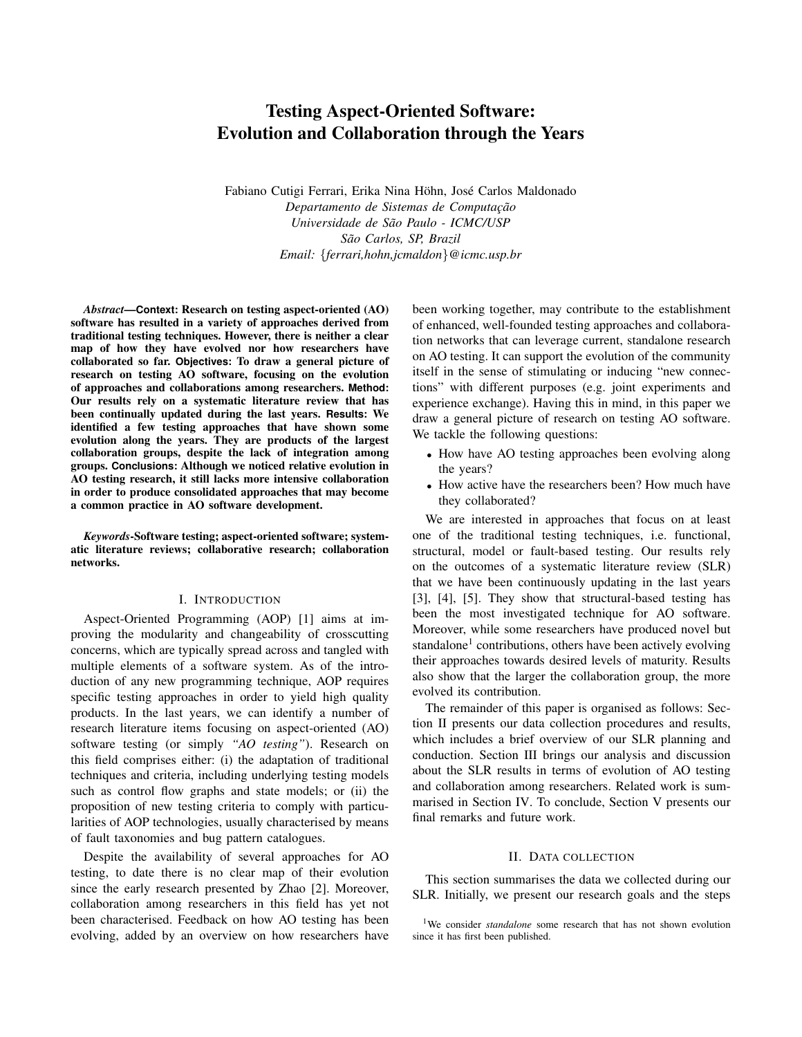# Testing Aspect-Oriented Software: Evolution and Collaboration through the Years

Fabiano Cutigi Ferrari, Erika Nina Höhn, José Carlos Maldonado
*Departamento de Sistemas de Computação*
*Universidade de São Paulo - ICMC/USP*
*São Carlos, SP, Brazil*
*Email: {ferrari,hohn,jcmaldon}@icmc.usp.br*

***Abstract*—Context: Research on testing aspect-oriented (AO) software has resulted in a variety of approaches derived from traditional testing techniques. However, there is neither a clear map of how they have evolved nor how researchers have collaborated so far. Objectives: To draw a general picture of research on testing AO software, focusing on the evolution of approaches and collaborations among researchers. Method: Our results rely on a systematic literature review that has been continually updated during the last years. Results: We identified a few testing approaches that have shown some evolution along the years. They are products of the largest collaboration groups, despite the lack of integration among groups. Conclusions: Although we noticed relative evolution in AO testing research, it still lacks more intensive collaboration in order to produce consolidated approaches that may become a common practice in AO software development.**

***Keywords*-Software testing; aspect-oriented software; systematic literature reviews; collaborative research; collaboration networks.**

## I. Introduction

Aspect-Oriented Programming (AOP) [1] aims at improving the modularity and changeability of crosscutting concerns, which are typically spread across and tangled with multiple elements of a software system. As of the introduction of any new programming technique, AOP requires specific testing approaches in order to yield high quality products. In the last years, we can identify a number of research literature items focusing on aspect-oriented (AO) software testing (or simply *"AO testing"*). Research on this field comprises either: (i) the adaptation of traditional techniques and criteria, including underlying testing models such as control flow graphs and state models; or (ii) the proposition of new testing criteria to comply with particularities of AOP technologies, usually characterised by means of fault taxonomies and bug pattern catalogues.

Despite the availability of several approaches for AO testing, to date there is no clear map of their evolution since the early research presented by Zhao [2]. Moreover, collaboration among researchers in this field has yet not been characterised. Feedback on how AO testing has been evolving, added by an overview on how researchers have been working together, may contribute to the establishment of enhanced, well-founded testing approaches and collaboration networks that can leverage current, standalone research on AO testing. It can support the evolution of the community itself in the sense of stimulating or inducing "new connections" with different purposes (e.g. joint experiments and experience exchange). Having this in mind, in this paper we draw a general picture of research on testing AO software. We tackle the following questions:

- How have AO testing approaches been evolving along the years?
- How active have the researchers been? How much have they collaborated?

We are interested in approaches that focus on at least one of the traditional testing techniques, i.e. functional, structural, model or fault-based testing. Our results rely on the outcomes of a systematic literature review (SLR) that we have been continuously updating in the last years [3], [4], [5]. They show that structural-based testing has been the most investigated technique for AO software. Moreover, while some researchers have produced novel but standalone[1] contributions, others have been actively evolving their approaches towards desired levels of maturity. Results also show that the larger the collaboration group, the more evolved its contribution.

The remainder of this paper is organised as follows: Section II presents our data collection procedures and results, which includes a brief overview of our SLR planning and conduction. Section III brings our analysis and discussion about the SLR results in terms of evolution of AO testing and collaboration among researchers. Related work is summarised in Section IV. To conclude, Section V presents our final remarks and future work.

## II. Data collection

This section summarises the data we collected during our SLR. Initially, we present our research goals and the steps

[1] We consider *standalone* some research that has not shown evolution since it has first been published.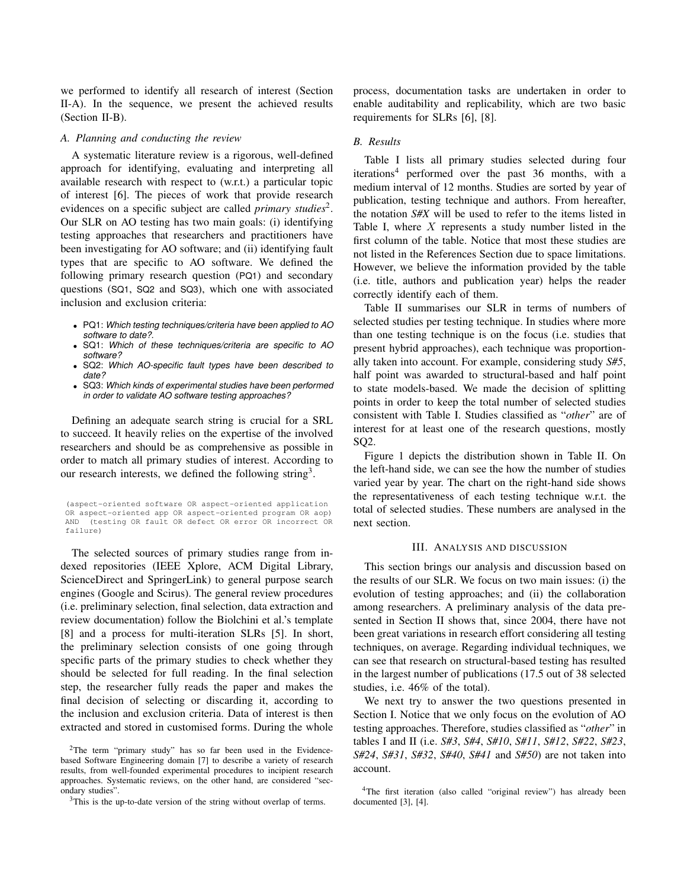we performed to identify all research of interest (Section II-A). In the sequence, we present the achieved results (Section II-B).

### A. Planning and conducting the review

A systematic literature review is a rigorous, well-defined approach for identifying, evaluating and interpreting all available research with respect to (w.r.t.) a particular topic of interest [6]. The pieces of work that provide research evidences on a specific subject are called *primary studies*[2]. Our SLR on AO testing has two main goals: (i) identifying testing approaches that researchers and practitioners have been investigating for AO software; and (ii) identifying fault types that are specific to AO software. We defined the following primary research question (PQ1) and secondary questions (SQ1, SQ2 and SQ3), which one with associated inclusion and exclusion criteria:

- PQ1: *Which testing techniques/criteria have been applied to AO software to date?.*
- SQ1: *Which of these techniques/criteria are specific to AO software?*
- SQ2: *Which AO-specific fault types have been described to date?*
- SQ3: *Which kinds of experimental studies have been performed in order to validate AO software testing approaches?*

Defining an adequate search string is crucial for a SRL to succeed. It heavily relies on the expertise of the involved researchers and should be as comprehensive as possible in order to match all primary studies of interest. According to our research interests, we defined the following string[3].

```
(aspect-oriented software OR aspect-oriented application
OR aspect-oriented app OR aspect-oriented program OR aop)
AND  (testing OR fault OR defect OR error OR incorrect OR
failure)
```

The selected sources of primary studies range from indexed repositories (IEEE Xplore, ACM Digital Library, ScienceDirect and SpringerLink) to general purpose search engines (Google and Scirus). The general review procedures (i.e. preliminary selection, final selection, data extraction and review documentation) follow the Biolchini et al.'s template [8] and a process for multi-iteration SLRs [5]. In short, the preliminary selection consists of one going through specific parts of the primary studies to check whether they should be selected for full reading. In the final selection step, the researcher fully reads the paper and makes the final decision of selecting or discarding it, according to the inclusion and exclusion criteria. Data of interest is then extracted and stored in customised forms. During the whole process, documentation tasks are undertaken in order to enable auditability and replicability, which are two basic requirements for SLRs [6], [8].

### B. Results

Table I lists all primary studies selected during four iterations[4] performed over the past 36 months, with a medium interval of 12 months. Studies are sorted by year of publication, testing technique and authors. From hereafter, the notation *S#X* will be used to refer to the items listed in Table I, where $X$ represents a study number listed in the first column of the table. Notice that most these studies are not listed in the References Section due to space limitations. However, we believe the information provided by the table (i.e. title, authors and publication year) helps the reader correctly identify each of them.

Table II summarises our SLR in terms of numbers of selected studies per testing technique. In studies where more than one testing technique is on the focus (i.e. studies that present hybrid approaches), each technique was proportionally taken into account. For example, considering study *S#5*, half point was awarded to structural-based and half point to state models-based. We made the decision of splitting points in order to keep the total number of selected studies consistent with Table I. Studies classified as "*other*" are of interest for at least one of the research questions, mostly SQ2.

Figure 1 depicts the distribution shown in Table II. On the left-hand side, we can see the how the number of studies varied year by year. The chart on the right-hand side shows the representativeness of each testing technique w.r.t. the total of selected studies. These numbers are analysed in the next section.

## III. Analysis and discussion

This section brings our analysis and discussion based on the results of our SLR. We focus on two main issues: (i) the evolution of testing approaches; and (ii) the collaboration among researchers. A preliminary analysis of the data presented in Section II shows that, since 2004, there have not been great variations in research effort considering all testing techniques, on average. Regarding individual techniques, we can see that research on structural-based testing has resulted in the largest number of publications (17.5 out of 38 selected studies, i.e. 46% of the total).

We next try to answer the two questions presented in Section I. Notice that we only focus on the evolution of AO testing approaches. Therefore, studies classified as "*other*" in tables I and II (i.e. *S#3*, *S#4*, *S#10*, *S#11*, *S#12*, *S#22*, *S#23*, *S#24*, *S#31*, *S#32*, *S#40*, *S#41* and *S#50*) are not taken into account.

[2] The term "primary study" has so far been used in the Evidence-based Software Engineering domain [7] to describe a variety of research results, from well-founded experimental procedures to incipient research approaches. Systematic reviews, on the other hand, are considered "secondary studies".

[3] This is the up-to-date version of the string without overlap of terms.

[4] The first iteration (also called "original review") has already been documented [3], [4].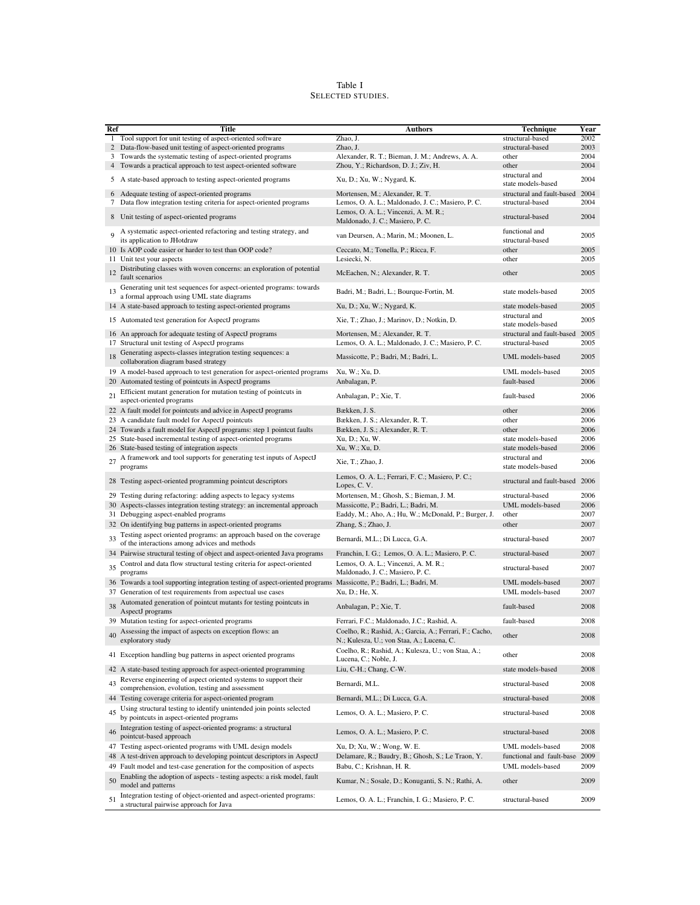Table I
SELECTED STUDIES.

| Ref | Title | Authors | Technique | Year |
|---|---|---|---|---|
| 1 | Tool support for unit testing of aspect-oriented software | Zhao, J. | structural-based | 2002 |
| 2 | Data-flow-based unit testing of aspect-oriented programs | Zhao, J. | structural-based | 2003 |
| 3 | Towards the systematic testing of aspect-oriented programs | Alexander, R. T.; Bieman, J. M.; Andrews, A. A. | other | 2004 |
| 4 | Towards a practical approach to test aspect-oriented software | Zhou, Y.; Richardson, D. J.; Ziv, H. | other | 2004 |
| 5 | A state-based approach to testing aspect-oriented programs | Xu, D.; Xu, W.; Nygard, K. | structural and state models-based | 2004 |
| 6 | Adequate testing of aspect-oriented programs | Mortensen, M.; Alexander, R. T. | structural and fault-based | 2004 |
| 7 | Data flow integration testing criteria for aspect-oriented programs | Lemos, O. A. L.; Maldonado, J. C.; Masiero, P. C. | structural-based | 2004 |
| 8 | Unit testing of aspect-oriented programs | Lemos, O. A. L.; Vincenzi, A. M. R.; Maldonado, J. C.; Masiero, P. C. | structural-based | 2004 |
| 9 | A systematic aspect-oriented refactoring and testing strategy, and its application to JHotdraw | van Deursen, A.; Marin, M.; Moonen, L. | functional and structural-based | 2005 |
| 10 | Is AOP code easier or harder to test than OOP code? | Ceccato, M.; Tonella, P.; Ricca, F. | other | 2005 |
| 11 | Unit test your aspects | Lesiecki, N. | other | 2005 |
| 12 | Distributing classes with woven concerns: an exploration of potential fault scenarios | McEachen, N.; Alexander, R. T. | other | 2005 |
| 13 | Generating unit test sequences for aspect-oriented programs: towards a formal approach using UML state diagrams | Badri, M.; Badri, L.; Bourque-Fortin, M. | state models-based | 2005 |
| 14 | A state-based approach to testing aspect-oriented programs | Xu, D.; Xu, W.; Nygard, K. | state models-based | 2005 |
| 15 | Automated test generation for AspectJ programs | Xie, T.; Zhao, J.; Marinov, D.; Notkin, D. | structural and state models-based | 2005 |
| 16 | An approach for adequate testing of AspectJ programs | Mortensen, M.; Alexander, R. T. | structural and fault-based | 2005 |
| 17 | Structural unit testing of AspectJ programs | Lemos, O. A. L.; Maldonado, J. C.; Masiero, P. C. | structural-based | 2005 |
| 18 | Generating aspects-classes integration testing sequences: a collaboration diagram based strategy | Massicotte, P.; Badri, M.; Badri, L. | UML models-based | 2005 |
| 19 | A model-based approach to test generation for aspect-oriented programs | Xu, W.; Xu, D. | UML models-based | 2005 |
| 20 | Automated testing of pointcuts in AspectJ programs | Anbalagan, P. | fault-based | 2006 |
| 21 | Efficient mutant generation for mutation testing of pointcuts in aspect-oriented programs | Anbalagan, P.; Xie, T. | fault-based | 2006 |
| 22 | A fault model for pointcuts and advice in AspectJ programs | Bækken, J. S. | other | 2006 |
| 23 | A candidate fault model for AspectJ pointcuts | Bækken, J. S.; Alexander, R. T. | other | 2006 |
| 24 | Towards a fault model for AspectJ programs: step 1 pointcut faults | Bækken, J. S.; Alexander, R. T. | other | 2006 |
| 25 | State-based incremental testing of aspect-oriented programs | Xu, D.; Xu, W. | state models-based | 2006 |
| 26 | State-based testing of integration aspects | Xu, W.; Xu, D. | state models-based | 2006 |
| 27 | A framework and tool supports for generating test inputs of AspectJ programs | Xie, T.; Zhao, J. | structural and state models-based | 2006 |
| 28 | Testing aspect-oriented programming pointcut descriptors | Lemos, O. A. L.; Ferrari, F. C.; Masiero, P. C.; Lopes, C. V. | structural and fault-based | 2006 |
| 29 | Testing during refactoring: adding aspects to legacy systems | Mortensen, M.; Ghosh, S.; Bieman, J. M. | structural-based | 2006 |
| 30 | Aspects-classes integration testing strategy: an incremental approach | Massicotte, P.; Badri, L.; Badri, M. | UML models-based | 2006 |
| 31 | Debugging aspect-enabled programs | Eaddy, M.; Aho, A.; Hu, W.; McDonald, P.; Burger, J. | other | 2007 |
| 32 | On identifying bug patterns in aspect-oriented programs | Zhang, S.; Zhao, J. | other | 2007 |
| 33 | Testing aspect oriented programs: an approach based on the coverage of the interactions among advices and methods | Bernardi, M.L.; Di Lucca, G.A. | structural-based | 2007 |
| 34 | Pairwise structural testing of object and aspect-oriented Java programs | Franchin, I. G.; Lemos, O. A. L.; Masiero, P. C. | structural-based | 2007 |
| 35 | Control and data flow structural testing criteria for aspect-oriented programs | Lemos, O. A. L.; Vincenzi, A. M. R.; Maldonado, J. C.; Masiero, P. C. | structural-based | 2007 |
| 36 | Towards a tool supporting integration testing of aspect-oriented programs | Massicotte, P.; Badri, L.; Badri, M. | UML models-based | 2007 |
| 37 | Generation of test requirements from aspectual use cases | Xu, D.; He, X. | UML models-based | 2007 |
| 38 | Automated generation of pointcut mutants for testing pointcuts in AspectJ programs | Anbalagan, P.; Xie, T. | fault-based | 2008 |
| 39 | Mutation testing for aspect-oriented programs | Ferrari, F.C.; Maldonado, J.C.; Rashid, A. | fault-based | 2008 |
| 40 | Assessing the impact of aspects on exception flows: an exploratory study | Coelho, R.; Rashid, A.; Garcia, A.; Ferrari, F.; Cacho, N.; Kulesza, U.; von Staa, A.; Lucena, C. | other | 2008 |
| 41 | Exception handling bug patterns in aspect oriented programs | Coelho, R.; Rashid, A.; Kulesza, U.; von Staa, A.; Lucena, C.; Noble, J. | other | 2008 |
| 42 | A state-based testing approach for aspect-oriented programming | Liu, C-H.; Chang, C-W. | state models-based | 2008 |
| 43 | Reverse engineering of aspect oriented systems to support their comprehension, evolution, testing and assessment | Bernardi, M.L. | structural-based | 2008 |
| 44 | Testing coverage criteria for aspect-oriented program | Bernardi, M.L.; Di Lucca, G.A. | structural-based | 2008 |
| 45 | Using structural testing to identify unintended join points selected by pointcuts in aspect-oriented programs | Lemos, O. A. L.; Masiero, P. C. | structural-based | 2008 |
| 46 | Integration testing of aspect-oriented programs: a structural pointcut-based approach | Lemos, O. A. L.; Masiero, P. C. | structural-based | 2008 |
| 47 | Testing aspect-oriented programs with UML design models | Xu, D; Xu, W.; Wong, W. E. | UML models-based | 2008 |
| 48 | A test-driven approach to developing pointcut descriptors in AspectJ | Delamare, R.; Baudry, B.; Ghosh, S.; Le Traon, Y. | functional and fault-base | 2009 |
| 49 | Fault model and test-case generation for the composition of aspects | Babu, C.; Krishnan, H. R. | UML models-based | 2009 |
| 50 | Enabling the adoption of aspects - testing aspects: a risk model, fault model and patterns | Kumar, N.; Sosale, D.; Konuganti, S. N.; Rathi, A. | other | 2009 |
| 51 | Integration testing of object-oriented and aspect-oriented programs: a structural pairwise approach for Java | Lemos, O. A. L.; Franchin, I. G.; Masiero, P. C. | structural-based | 2009 |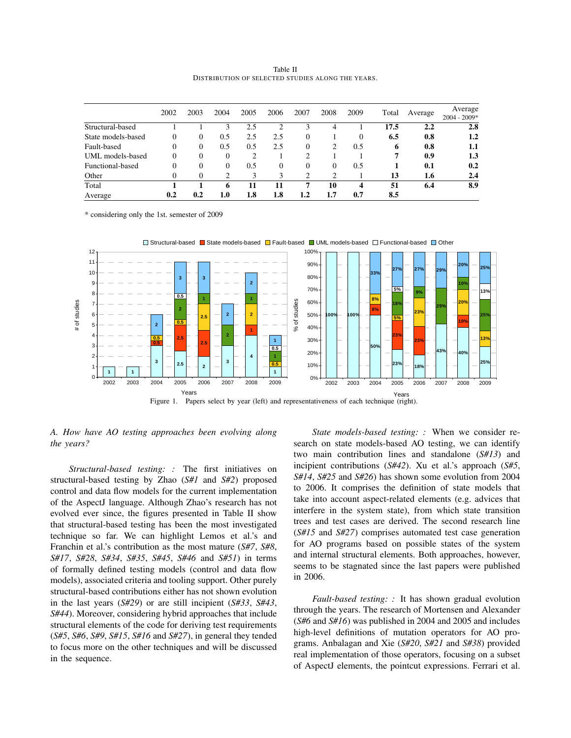Table II
DISTRIBUTION OF SELECTED STUDIES ALONG THE YEARS.

| | 2002 | 2003 | 2004 | 2005 | 2006 | 2007 | 2008 | 2009 | Total | Average | Average 2004 - 2009* |
|---|---|---|---|---|---|---|---|---|---|---|---|
| Structural-based | 1 | 1 | 3 | 2.5 | 2 | 3 | 4 | 1 | **17.5** | **2.2** | **2.8** |
| State models-based | 0 | 0 | 0.5 | 2.5 | 2.5 | 0 | 1 | 0 | **6.5** | **0.8** | **1.2** |
| Fault-based | 0 | 0 | 0.5 | 0.5 | 2.5 | 0 | 2 | 0.5 | **6** | **0.8** | **1.1** |
| UML models-based | 0 | 0 | 0 | 2 | 1 | 2 | 1 | 1 | **7** | **0.9** | **1.3** |
| Functional-based | 0 | 0 | 0 | 0.5 | 0 | 0 | 0 | 0.5 | **1** | **0.1** | **0.2** |
| Other | 0 | 0 | 2 | 3 | 3 | 2 | 2 | 1 | **13** | **1.6** | **2.4** |
| Total | **1** | **1** | **6** | **11** | **11** | **7** | **10** | **4** | **51** | **6.4** | **8.9** |
| Average | **0.2** | **0.2** | **1.0** | **1.8** | **1.8** | **1.2** | **1.7** | **0.7** | **8.5** | | |

\* considering only the 1st. semester of 2009

Figure 1. Papers select by year (left) and representativeness of each technique (right).

### A. How have AO testing approaches been evolving along the years?

*Structural-based testing: :* The first initiatives on structural-based testing by Zhao (*S#1* and *S#2*) proposed control and data flow models for the current implementation of the AspectJ language. Although Zhao's research has not evolved ever since, the figures presented in Table II show that structural-based testing has been the most investigated technique so far. We can highlight Lemos et al.'s and Franchin et al.'s contribution as the most mature (*S#7*, *S#8*, *S#17*, *S#28*, *S#34*, *S#35*, *S#45*, *S#46* and *S#51*) in terms of formally defined testing models (control and data flow models), associated criteria and tooling support. Other purely structural-based contributions either has not shown evolution in the last years (*S#29*) or are still incipient (*S#33*, *S#43*, *S#44*). Moreover, considering hybrid approaches that include structural elements of the code for deriving test requirements (*S#5*, *S#6*, *S#9*, *S#15*, *S#16* and *S#27*), in general they tended to focus more on the other techniques and will be discussed in the sequence.

*State models-based testing: :* When we consider research on state models-based AO testing, we can identify two main contribution lines and standalone (*S#13*) and incipient contributions (*S#42*). Xu et al.'s approach (*S#5*, *S#14*, *S#25* and *S#26*) has shown some evolution from 2004 to 2006. It comprises the definition of state models that take into account aspect-related elements (e.g. advices that interfere in the system state), from which state transition trees and test cases are derived. The second research line (*S#15* and *S#27*) comprises automated test case generation for AO programs based on possible states of the system and internal structural elements. Both approaches, however, seems to be stagnated since the last papers were published in 2006.

*Fault-based testing: :* It has shown gradual evolution through the years. The research of Mortensen and Alexander (*S#6* and *S#16*) was published in 2004 and 2005 and includes high-level definitions of mutation operators for AO programs. Anbalagan and Xie (*S#20*, *S#21* and *S#38*) provided real implementation of those operators, focusing on a subset of AspectJ elements, the pointcut expressions. Ferrari et al.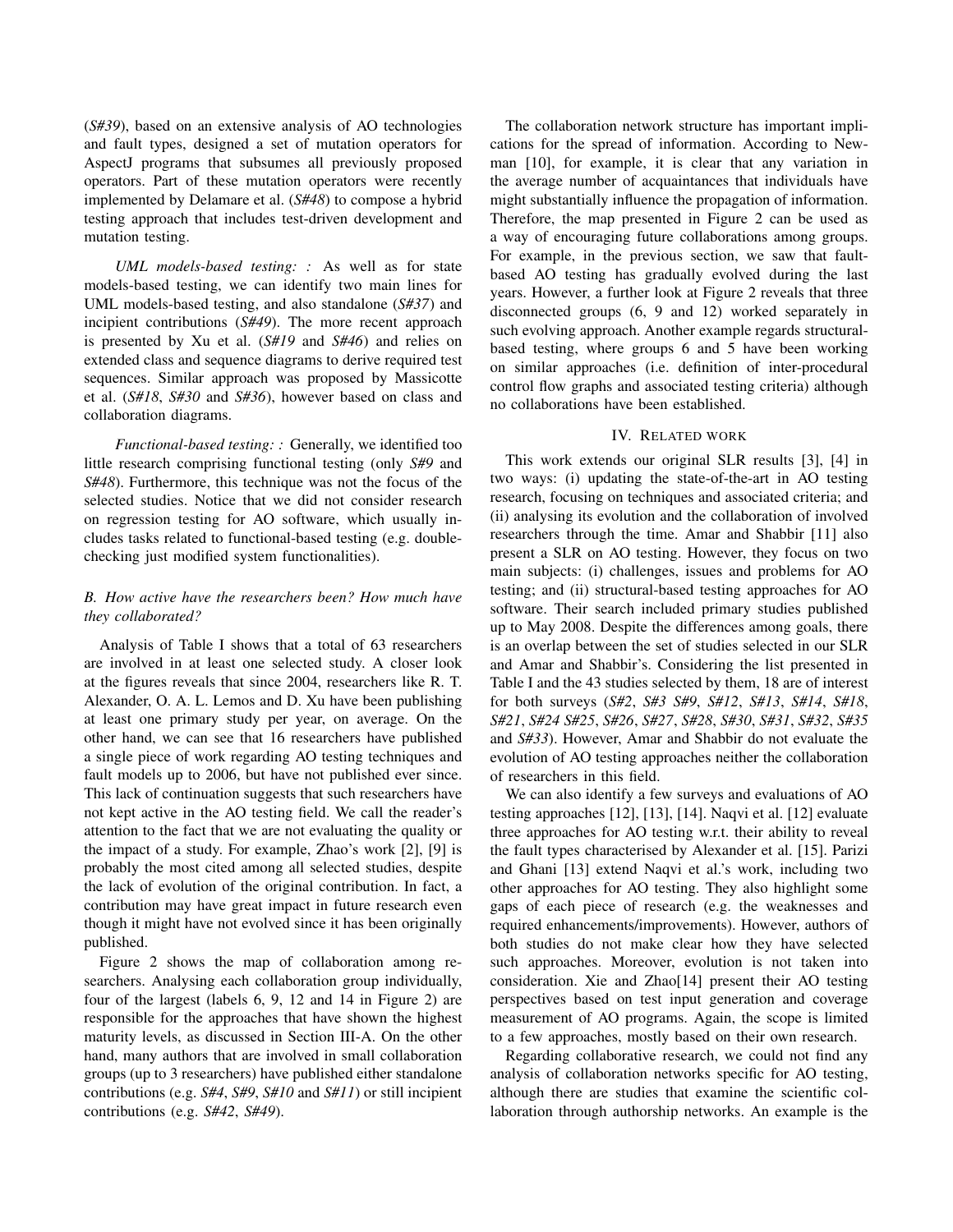(*S#39*), based on an extensive analysis of AO technologies and fault types, designed a set of mutation operators for AspectJ programs that subsumes all previously proposed operators. Part of these mutation operators were recently implemented by Delamare et al. (*S#48*) to compose a hybrid testing approach that includes test-driven development and mutation testing.

*UML models-based testing: :* As well as for state models-based testing, we can identify two main lines for UML models-based testing, and also standalone (*S#37*) and incipient contributions (*S#49*). The more recent approach is presented by Xu et al. (*S#19* and *S#46*) and relies on extended class and sequence diagrams to derive required test sequences. Similar approach was proposed by Massicotte et al. (*S#18*, *S#30* and *S#36*), however based on class and collaboration diagrams.

*Functional-based testing: :* Generally, we identified too little research comprising functional testing (only *S#9* and *S#48*). Furthermore, this technique was not the focus of the selected studies. Notice that we did not consider research on regression testing for AO software, which usually includes tasks related to functional-based testing (e.g. double-checking just modified system functionalities).

### *B. How active have the researchers been? How much have they collaborated?*

Analysis of Table I shows that a total of 63 researchers are involved in at least one selected study. A closer look at the figures reveals that since 2004, researchers like R. T. Alexander, O. A. L. Lemos and D. Xu have been publishing at least one primary study per year, on average. On the other hand, we can see that 16 researchers have published a single piece of work regarding AO testing techniques and fault models up to 2006, but have not published ever since. This lack of continuation suggests that such researchers have not kept active in the AO testing field. We call the reader's attention to the fact that we are not evaluating the quality or the impact of a study. For example, Zhao's work [2], [9] is probably the most cited among all selected studies, despite the lack of evolution of the original contribution. In fact, a contribution may have great impact in future research even though it might have not evolved since it has been originally published.

Figure 2 shows the map of collaboration among researchers. Analysing each collaboration group individually, four of the largest (labels 6, 9, 12 and 14 in Figure 2) are responsible for the approaches that have shown the highest maturity levels, as discussed in Section III-A. On the other hand, many authors that are involved in small collaboration groups (up to 3 researchers) have published either standalone contributions (e.g. *S#4*, *S#9*, *S#10* and *S#11*) or still incipient contributions (e.g. *S#42*, *S#49*).

The collaboration network structure has important implications for the spread of information. According to Newman [10], for example, it is clear that any variation in the average number of acquaintances that individuals have might substantially influence the propagation of information. Therefore, the map presented in Figure 2 can be used as a way of encouraging future collaborations among groups. For example, in the previous section, we saw that fault-based AO testing has gradually evolved during the last years. However, a further look at Figure 2 reveals that three disconnected groups (6, 9 and 12) worked separately in such evolving approach. Another example regards structural-based testing, where groups 6 and 5 have been working on similar approaches (i.e. definition of inter-procedural control flow graphs and associated testing criteria) although no collaborations have been established.

## IV. Related work

This work extends our original SLR results [3], [4] in two ways: (i) updating the state-of-the-art in AO testing research, focusing on techniques and associated criteria; and (ii) analysing its evolution and the collaboration of involved researchers through the time. Amar and Shabbir [11] also present a SLR on AO testing. However, they focus on two main subjects: (i) challenges, issues and problems for AO testing; and (ii) structural-based testing approaches for AO software. Their search included primary studies published up to May 2008. Despite the differences among goals, there is an overlap between the set of studies selected in our SLR and Amar and Shabbir's. Considering the list presented in Table I and the 43 studies selected by them, 18 are of interest for both surveys (*S#2*, *S#3 S#9*, *S#12*, *S#13*, *S#14*, *S#18*, *S#21*, *S#24 S#25*, *S#26*, *S#27*, *S#28*, *S#30*, *S#31*, *S#32*, *S#35* and *S#33*). However, Amar and Shabbir do not evaluate the evolution of AO testing approaches neither the collaboration of researchers in this field.

We can also identify a few surveys and evaluations of AO testing approaches [12], [13], [14]. Naqvi et al. [12] evaluate three approaches for AO testing w.r.t. their ability to reveal the fault types characterised by Alexander et al. [15]. Parizi and Ghani [13] extend Naqvi et al.'s work, including two other approaches for AO testing. They also highlight some gaps of each piece of research (e.g. the weaknesses and required enhancements/improvements). However, authors of both studies do not make clear how they have selected such approaches. Moreover, evolution is not taken into consideration. Xie and Zhao[14] present their AO testing perspectives based on test input generation and coverage measurement of AO programs. Again, the scope is limited to a few approaches, mostly based on their own research.

Regarding collaborative research, we could not find any analysis of collaboration networks specific for AO testing, although there are studies that examine the scientific collaboration through authorship networks. An example is the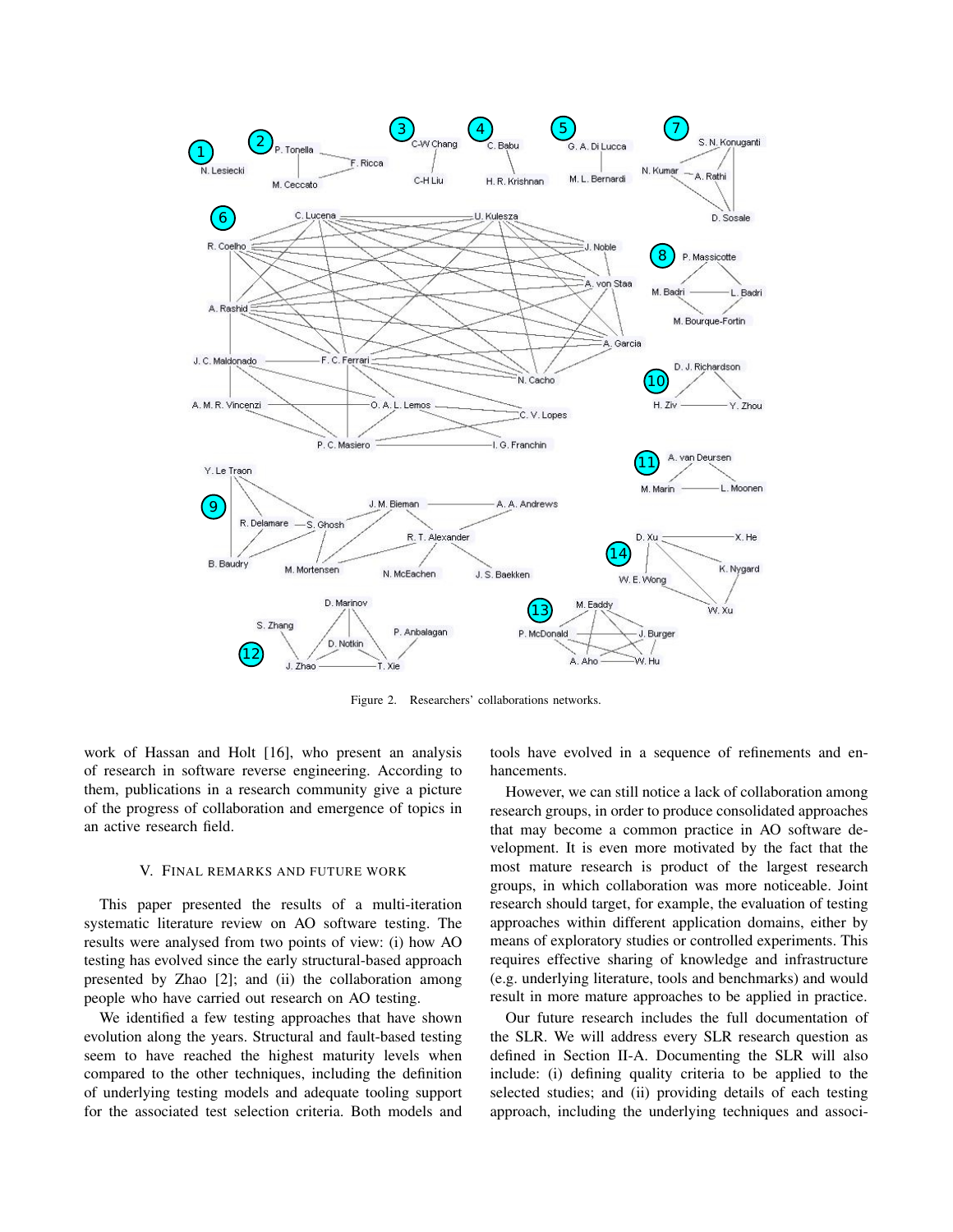Figure 2. Researchers' collaborations networks.

work of Hassan and Holt [16], who present an analysis of research in software reverse engineering. According to them, publications in a research community give a picture of the progress of collaboration and emergence of topics in an active research field.

## V. Final Remarks and Future Work

This paper presented the results of a multi-iteration systematic literature review on AO software testing. The results were analysed from two points of view: (i) how AO testing has evolved since the early structural-based approach presented by Zhao [2]; and (ii) the collaboration among people who have carried out research on AO testing.

We identified a few testing approaches that have shown evolution along the years. Structural and fault-based testing seem to have reached the highest maturity levels when compared to the other techniques, including the definition of underlying testing models and adequate tooling support for the associated test selection criteria. Both models and tools have evolved in a sequence of refinements and enhancements.

However, we can still notice a lack of collaboration among research groups, in order to produce consolidated approaches that may become a common practice in AO software development. It is even more motivated by the fact that the most mature research is product of the largest research groups, in which collaboration was more noticeable. Joint research should target, for example, the evaluation of testing approaches within different application domains, either by means of exploratory studies or controlled experiments. This requires effective sharing of knowledge and infrastructure (e.g. underlying literature, tools and benchmarks) and would result in more mature approaches to be applied in practice.

Our future research includes the full documentation of the SLR. We will address every SLR research question as defined in Section II-A. Documenting the SLR will also include: (i) defining quality criteria to be applied to the selected studies; and (ii) providing details of each testing approach, including the underlying techniques and associ-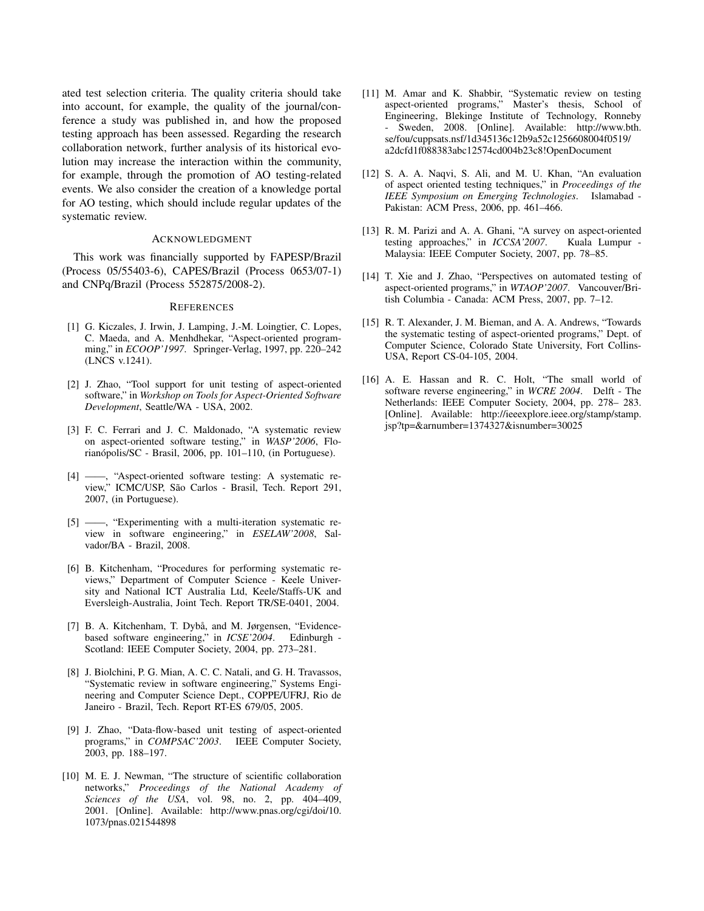ated test selection criteria. The quality criteria should take into account, for example, the quality of the journal/conference a study was published in, and how the proposed testing approach has been assessed. Regarding the research collaboration network, further analysis of its historical evolution may increase the interaction within the community, for example, through the promotion of AO testing-related events. We also consider the creation of a knowledge portal for AO testing, which should include regular updates of the systematic review.

## Acknowledgment

This work was financially supported by FAPESP/Brazil (Process 05/55403-6), CAPES/Brazil (Process 0653/07-1) and CNPq/Brazil (Process 552875/2008-2).

## References

[1] G. Kiczales, J. Irwin, J. Lamping, J.-M. Loingtier, C. Lopes, C. Maeda, and A. Menhdhekar, "Aspect-oriented programming," in *ECOOP'1997*. Springer-Verlag, 1997, pp. 220–242 (LNCS v.1241).

[2] J. Zhao, "Tool support for unit testing of aspect-oriented software," in *Workshop on Tools for Aspect-Oriented Software Development*, Seattle/WA - USA, 2002.

[3] F. C. Ferrari and J. C. Maldonado, "A systematic review on aspect-oriented software testing," in *WASP'2006*, Florianópolis/SC - Brasil, 2006, pp. 101–110, (in Portuguese).

[4] ——, "Aspect-oriented software testing: A systematic review," ICMC/USP, São Carlos - Brasil, Tech. Report 291, 2007, (in Portuguese).

[5] ——, "Experimenting with a multi-iteration systematic review in software engineering," in *ESELAW'2008*, Salvador/BA - Brazil, 2008.

[6] B. Kitchenham, "Procedures for performing systematic reviews," Department of Computer Science - Keele University and National ICT Australia Ltd, Keele/Staffs-UK and Eversleigh-Australia, Joint Tech. Report TR/SE-0401, 2004.

[7] B. A. Kitchenham, T. Dybå, and M. Jørgensen, "Evidence-based software engineering," in *ICSE'2004*. Edinburgh - Scotland: IEEE Computer Society, 2004, pp. 273–281.

[8] J. Biolchini, P. G. Mian, A. C. C. Natali, and G. H. Travassos, "Systematic review in software engineering," Systems Engineering and Computer Science Dept., COPPE/UFRJ, Rio de Janeiro - Brazil, Tech. Report RT-ES 679/05, 2005.

[9] J. Zhao, "Data-flow-based unit testing of aspect-oriented programs," in *COMPSAC'2003*. IEEE Computer Society, 2003, pp. 188–197.

[10] M. E. J. Newman, "The structure of scientific collaboration networks," *Proceedings of the National Academy of Sciences of the USA*, vol. 98, no. 2, pp. 404–409, 2001. [Online]. Available: http://www.pnas.org/cgi/doi/10.1073/pnas.021544898

[11] M. Amar and K. Shabbir, "Systematic review on testing aspect-oriented programs," Master's thesis, School of Engineering, Blekinge Institute of Technology, Ronneby - Sweden, 2008. [Online]. Available: http://www.bth.se/fou/cuppsats.nsf/1d345136c12b9a52c1256608004f0519/a2dcfd1f088383abc12574cd004b23c8!OpenDocument

[12] S. A. A. Naqvi, S. Ali, and M. U. Khan, "An evaluation of aspect oriented testing techniques," in *Proceedings of the IEEE Symposium on Emerging Technologies*. Islamabad - Pakistan: ACM Press, 2006, pp. 461–466.

[13] R. M. Parizi and A. A. Ghani, "A survey on aspect-oriented testing approaches," in *ICCSA'2007*. Kuala Lumpur - Malaysia: IEEE Computer Society, 2007, pp. 78–85.

[14] T. Xie and J. Zhao, "Perspectives on automated testing of aspect-oriented programs," in *WTAOP'2007*. Vancouver/British Columbia - Canada: ACM Press, 2007, pp. 7–12.

[15] R. T. Alexander, J. M. Bieman, and A. A. Andrews, "Towards the systematic testing of aspect-oriented programs," Dept. of Computer Science, Colorado State University, Fort Collins-USA, Report CS-04-105, 2004.

[16] A. E. Hassan and R. C. Holt, "The small world of software reverse engineering," in *WCRE 2004*. Delft - The Netherlands: IEEE Computer Society, 2004, pp. 278– 283. [Online]. Available: http://ieeexplore.ieee.org/stamp/stamp.jsp?tp=&arnumber=1374327&isnumber=30025